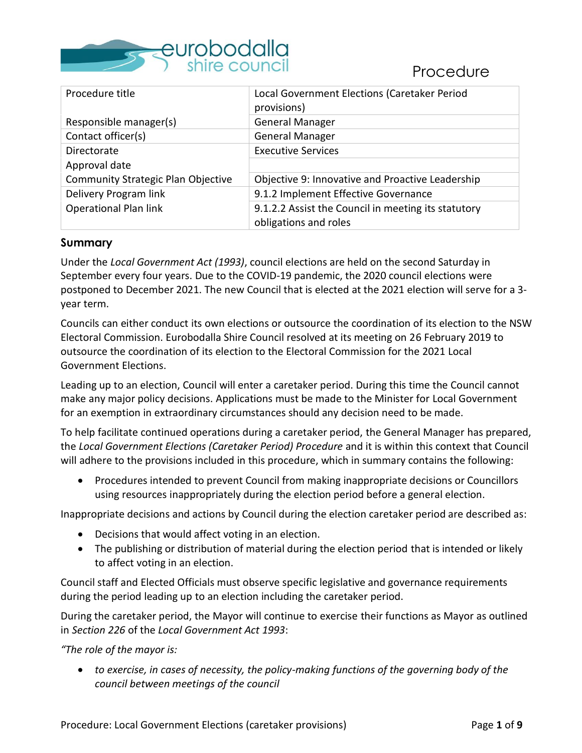eurobodalla shire council

Procedure

| | |
|---|---|
| Procedure title | Local Government Elections (Caretaker Period provisions) |
| Responsible manager(s) | General Manager |
| Contact officer(s) | General Manager |
| Directorate | Executive Services |
| Approval date | |
| Community Strategic Plan Objective | Objective 9: Innovative and Proactive Leadership |
| Delivery Program link | 9.1.2 Implement Effective Governance |
| Operational Plan link | 9.1.2.2 Assist the Council in meeting its statutory obligations and roles |

## Summary

Under the *Local Government Act (1993)*, council elections are held on the second Saturday in September every four years. Due to the COVID-19 pandemic, the 2020 council elections were postponed to December 2021. The new Council that is elected at the 2021 election will serve for a 3-year term.

Councils can either conduct its own elections or outsource the coordination of its election to the NSW Electoral Commission. Eurobodalla Shire Council resolved at its meeting on 26 February 2019 to outsource the coordination of its election to the Electoral Commission for the 2021 Local Government Elections.

Leading up to an election, Council will enter a caretaker period. During this time the Council cannot make any major policy decisions. Applications must be made to the Minister for Local Government for an exemption in extraordinary circumstances should any decision need to be made.

To help facilitate continued operations during a caretaker period, the General Manager has prepared, the *Local Government Elections (Caretaker Period) Procedure* and it is within this context that Council will adhere to the provisions included in this procedure, which in summary contains the following:

- Procedures intended to prevent Council from making inappropriate decisions or Councillors using resources inappropriately during the election period before a general election.

Inappropriate decisions and actions by Council during the election caretaker period are described as:

- Decisions that would affect voting in an election.
- The publishing or distribution of material during the election period that is intended or likely to affect voting in an election.

Council staff and Elected Officials must observe specific legislative and governance requirements during the period leading up to an election including the caretaker period.

During the caretaker period, the Mayor will continue to exercise their functions as Mayor as outlined in *Section 226* of the *Local Government Act 1993*:

*"The role of the mayor is:*

- *to exercise, in cases of necessity, the policy-making functions of the governing body of the council between meetings of the council*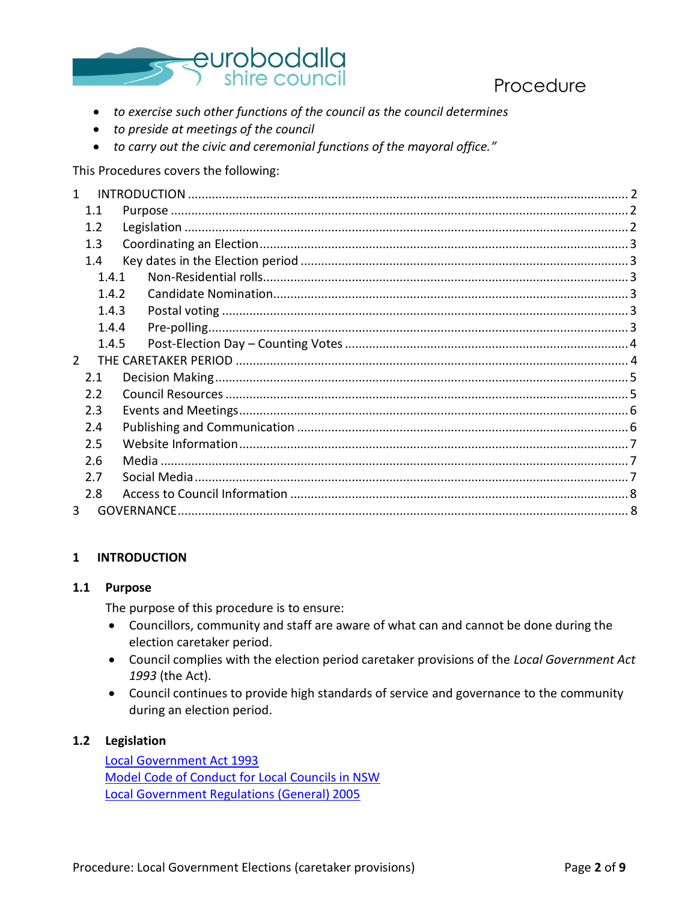- *to exercise such other functions of the council as the council determines*
- *to preside at meetings of the council*
- *to carry out the civic and ceremonial functions of the mayoral office."*

This Procedures covers the following:

1 INTRODUCTION ..... 2
  1.1 Purpose ..... 2
  1.2 Legislation ..... 2
  1.3 Coordinating an Election ..... 3
  1.4 Key dates in the Election period ..... 3
    1.4.1 Non-Residential rolls ..... 3
    1.4.2 Candidate Nomination ..... 3
    1.4.3 Postal voting ..... 3
    1.4.4 Pre-polling ..... 3
    1.4.5 Post-Election Day – Counting Votes ..... 4
2 THE CARETAKER PERIOD ..... 4
  2.1 Decision Making ..... 5
  2.2 Council Resources ..... 5
  2.3 Events and Meetings ..... 6
  2.4 Publishing and Communication ..... 6
  2.5 Website Information ..... 7
  2.6 Media ..... 7
  2.7 Social Media ..... 7
  2.8 Access to Council Information ..... 8
3 GOVERNANCE ..... 8

# 1 INTRODUCTION

## 1.1 Purpose

The purpose of this procedure is to ensure:

- Councillors, community and staff are aware of what can and cannot be done during the election caretaker period.
- Council complies with the election period caretaker provisions of the *Local Government Act 1993* (the Act).
- Council continues to provide high standards of service and governance to the community during an election period.

## 1.2 Legislation

Local Government Act 1993
Model Code of Conduct for Local Councils in NSW
Local Government Regulations (General) 2005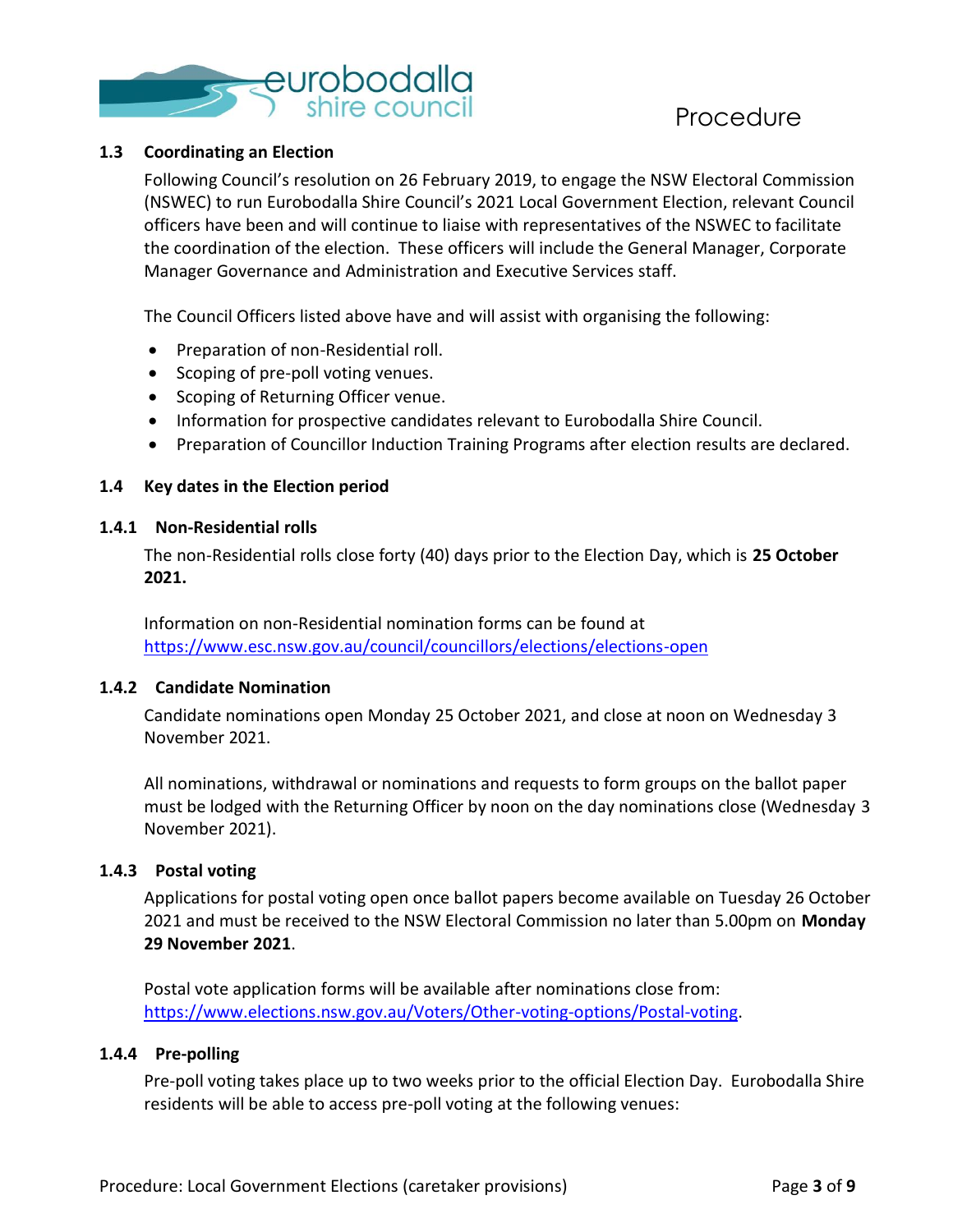### 1.3 Coordinating an Election

Following Council's resolution on 26 February 2019, to engage the NSW Electoral Commission (NSWEC) to run Eurobodalla Shire Council's 2021 Local Government Election, relevant Council officers have been and will continue to liaise with representatives of the NSWEC to facilitate the coordination of the election. These officers will include the General Manager, Corporate Manager Governance and Administration and Executive Services staff.

The Council Officers listed above have and will assist with organising the following:

- Preparation of non-Residential roll.
- Scoping of pre-poll voting venues.
- Scoping of Returning Officer venue.
- Information for prospective candidates relevant to Eurobodalla Shire Council.
- Preparation of Councillor Induction Training Programs after election results are declared.

### 1.4 Key dates in the Election period

#### 1.4.1 Non-Residential rolls

The non-Residential rolls close forty (40) days prior to the Election Day, which is **25 October 2021.**

Information on non-Residential nomination forms can be found at https://www.esc.nsw.gov.au/council/councillors/elections/elections-open

#### 1.4.2 Candidate Nomination

Candidate nominations open Monday 25 October 2021, and close at noon on Wednesday 3 November 2021.

All nominations, withdrawal or nominations and requests to form groups on the ballot paper must be lodged with the Returning Officer by noon on the day nominations close (Wednesday 3 November 2021).

#### 1.4.3 Postal voting

Applications for postal voting open once ballot papers become available on Tuesday 26 October 2021 and must be received to the NSW Electoral Commission no later than 5.00pm on **Monday 29 November 2021**.

Postal vote application forms will be available after nominations close from: https://www.elections.nsw.gov.au/Voters/Other-voting-options/Postal-voting.

#### 1.4.4 Pre-polling

Pre-poll voting takes place up to two weeks prior to the official Election Day. Eurobodalla Shire residents will be able to access pre-poll voting at the following venues: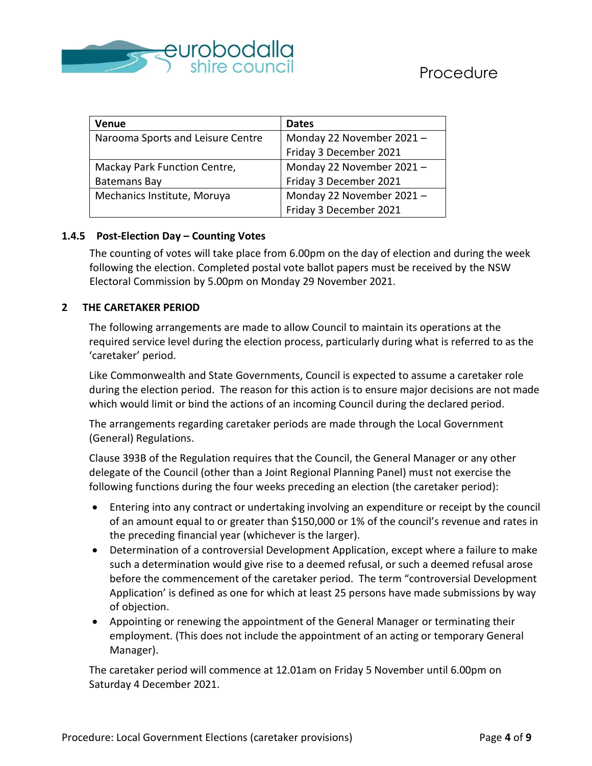| Venue | Dates |
| --- | --- |
| Narooma Sports and Leisure Centre | Monday 22 November 2021 – Friday 3 December 2021 |
| Mackay Park Function Centre, Batemans Bay | Monday 22 November 2021 – Friday 3 December 2021 |
| Mechanics Institute, Moruya | Monday 22 November 2021 – Friday 3 December 2021 |

### 1.4.5 Post-Election Day – Counting Votes

The counting of votes will take place from 6.00pm on the day of election and during the week following the election. Completed postal vote ballot papers must be received by the NSW Electoral Commission by 5.00pm on Monday 29 November 2021.

## 2 THE CARETAKER PERIOD

The following arrangements are made to allow Council to maintain its operations at the required service level during the election process, particularly during what is referred to as the 'caretaker' period.

Like Commonwealth and State Governments, Council is expected to assume a caretaker role during the election period. The reason for this action is to ensure major decisions are not made which would limit or bind the actions of an incoming Council during the declared period.

The arrangements regarding caretaker periods are made through the Local Government (General) Regulations.

Clause 393B of the Regulation requires that the Council, the General Manager or any other delegate of the Council (other than a Joint Regional Planning Panel) must not exercise the following functions during the four weeks preceding an election (the caretaker period):

- Entering into any contract or undertaking involving an expenditure or receipt by the council of an amount equal to or greater than $150,000 or 1% of the council's revenue and rates in the preceding financial year (whichever is the larger).
- Determination of a controversial Development Application, except where a failure to make such a determination would give rise to a deemed refusal, or such a deemed refusal arose before the commencement of the caretaker period. The term "controversial Development Application' is defined as one for which at least 25 persons have made submissions by way of objection.
- Appointing or renewing the appointment of the General Manager or terminating their employment. (This does not include the appointment of an acting or temporary General Manager).

The caretaker period will commence at 12.01am on Friday 5 November until 6.00pm on Saturday 4 December 2021.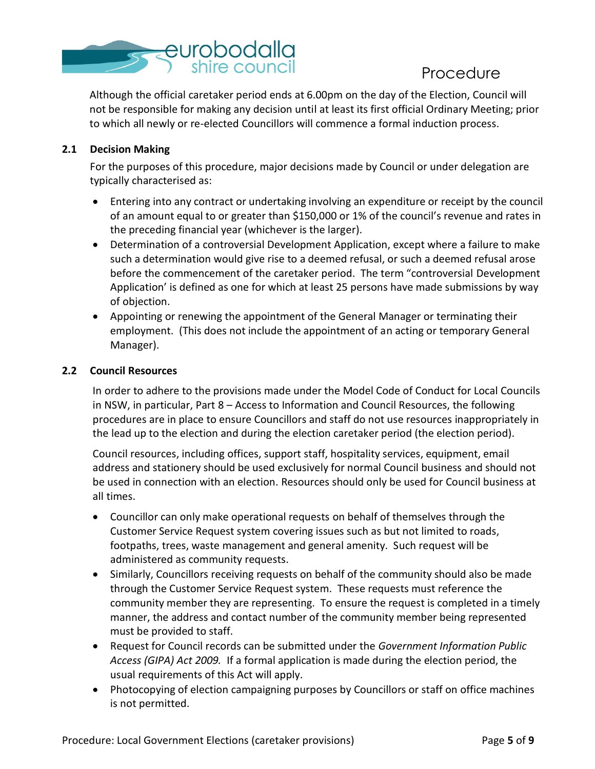Although the official caretaker period ends at 6.00pm on the day of the Election, Council will not be responsible for making any decision until at least its first official Ordinary Meeting; prior to which all newly or re-elected Councillors will commence a formal induction process.

### 2.1 Decision Making

For the purposes of this procedure, major decisions made by Council or under delegation are typically characterised as:

- Entering into any contract or undertaking involving an expenditure or receipt by the council of an amount equal to or greater than $150,000 or 1% of the council's revenue and rates in the preceding financial year (whichever is the larger).
- Determination of a controversial Development Application, except where a failure to make such a determination would give rise to a deemed refusal, or such a deemed refusal arose before the commencement of the caretaker period. The term "controversial Development Application' is defined as one for which at least 25 persons have made submissions by way of objection.
- Appointing or renewing the appointment of the General Manager or terminating their employment. (This does not include the appointment of an acting or temporary General Manager).

### 2.2 Council Resources

In order to adhere to the provisions made under the Model Code of Conduct for Local Councils in NSW, in particular, Part 8 – Access to Information and Council Resources, the following procedures are in place to ensure Councillors and staff do not use resources inappropriately in the lead up to the election and during the election caretaker period (the election period).

Council resources, including offices, support staff, hospitality services, equipment, email address and stationery should be used exclusively for normal Council business and should not be used in connection with an election. Resources should only be used for Council business at all times.

- Councillor can only make operational requests on behalf of themselves through the Customer Service Request system covering issues such as but not limited to roads, footpaths, trees, waste management and general amenity. Such request will be administered as community requests.
- Similarly, Councillors receiving requests on behalf of the community should also be made through the Customer Service Request system. These requests must reference the community member they are representing. To ensure the request is completed in a timely manner, the address and contact number of the community member being represented must be provided to staff.
- Request for Council records can be submitted under the *Government Information Public Access (GIPA) Act 2009.* If a formal application is made during the election period, the usual requirements of this Act will apply.
- Photocopying of election campaigning purposes by Councillors or staff on office machines is not permitted.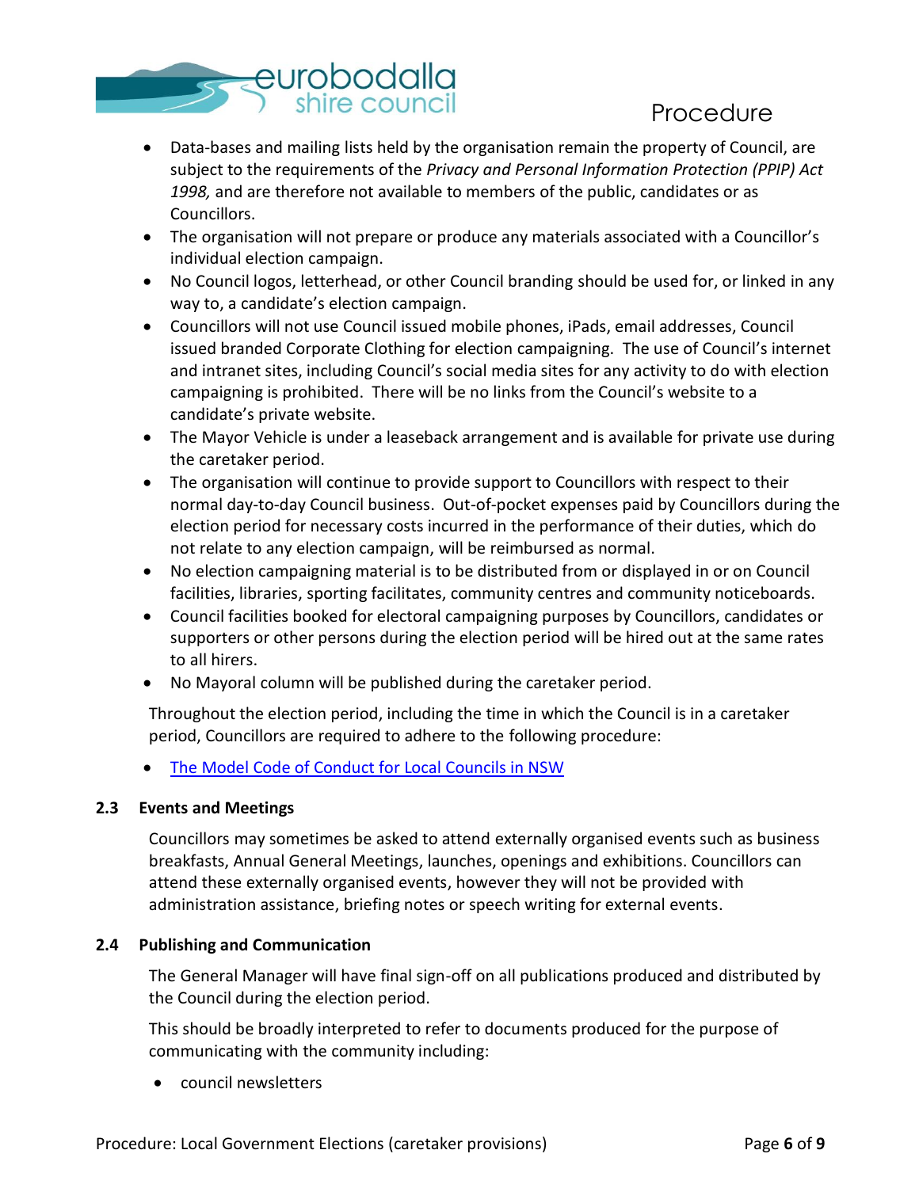- Data-bases and mailing lists held by the organisation remain the property of Council, are subject to the requirements of the *Privacy and Personal Information Protection (PPIP) Act 1998,* and are therefore not available to members of the public, candidates or as Councillors.
- The organisation will not prepare or produce any materials associated with a Councillor's individual election campaign.
- No Council logos, letterhead, or other Council branding should be used for, or linked in any way to, a candidate's election campaign.
- Councillors will not use Council issued mobile phones, iPads, email addresses, Council issued branded Corporate Clothing for election campaigning. The use of Council's internet and intranet sites, including Council's social media sites for any activity to do with election campaigning is prohibited. There will be no links from the Council's website to a candidate's private website.
- The Mayor Vehicle is under a leaseback arrangement and is available for private use during the caretaker period.
- The organisation will continue to provide support to Councillors with respect to their normal day-to-day Council business. Out-of-pocket expenses paid by Councillors during the election period for necessary costs incurred in the performance of their duties, which do not relate to any election campaign, will be reimbursed as normal.
- No election campaigning material is to be distributed from or displayed in or on Council facilities, libraries, sporting facilitates, community centres and community noticeboards.
- Council facilities booked for electoral campaigning purposes by Councillors, candidates or supporters or other persons during the election period will be hired out at the same rates to all hirers.
- No Mayoral column will be published during the caretaker period.

Throughout the election period, including the time in which the Council is in a caretaker period, Councillors are required to adhere to the following procedure:

- [The Model Code of Conduct for Local Councils in NSW]

### 2.3 Events and Meetings

Councillors may sometimes be asked to attend externally organised events such as business breakfasts, Annual General Meetings, launches, openings and exhibitions. Councillors can attend these externally organised events, however they will not be provided with administration assistance, briefing notes or speech writing for external events.

### 2.4 Publishing and Communication

The General Manager will have final sign-off on all publications produced and distributed by the Council during the election period.

This should be broadly interpreted to refer to documents produced for the purpose of communicating with the community including:

- council newsletters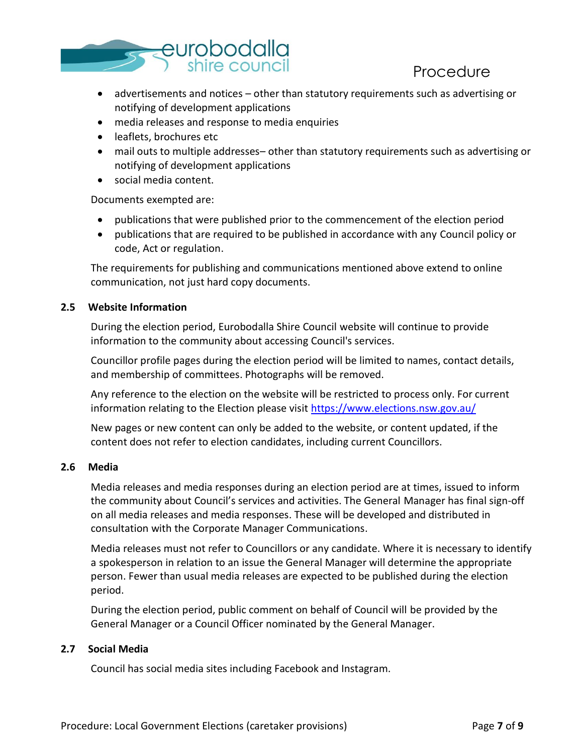- advertisements and notices – other than statutory requirements such as advertising or notifying of development applications
- media releases and response to media enquiries
- leaflets, brochures etc
- mail outs to multiple addresses– other than statutory requirements such as advertising or notifying of development applications
- social media content.

Documents exempted are:

- publications that were published prior to the commencement of the election period
- publications that are required to be published in accordance with any Council policy or code, Act or regulation.

The requirements for publishing and communications mentioned above extend to online communication, not just hard copy documents.

### 2.5 Website Information

During the election period, Eurobodalla Shire Council website will continue to provide information to the community about accessing Council's services.

Councillor profile pages during the election period will be limited to names, contact details, and membership of committees. Photographs will be removed.

Any reference to the election on the website will be restricted to process only. For current information relating to the Election please visit [https://www.elections.nsw.gov.au/](https://www.elections.nsw.gov.au/)

New pages or new content can only be added to the website, or content updated, if the content does not refer to election candidates, including current Councillors.

### 2.6 Media

Media releases and media responses during an election period are at times, issued to inform the community about Council's services and activities. The General Manager has final sign-off on all media releases and media responses. These will be developed and distributed in consultation with the Corporate Manager Communications.

Media releases must not refer to Councillors or any candidate. Where it is necessary to identify a spokesperson in relation to an issue the General Manager will determine the appropriate person. Fewer than usual media releases are expected to be published during the election period.

During the election period, public comment on behalf of Council will be provided by the General Manager or a Council Officer nominated by the General Manager.

### 2.7 Social Media

Council has social media sites including Facebook and Instagram.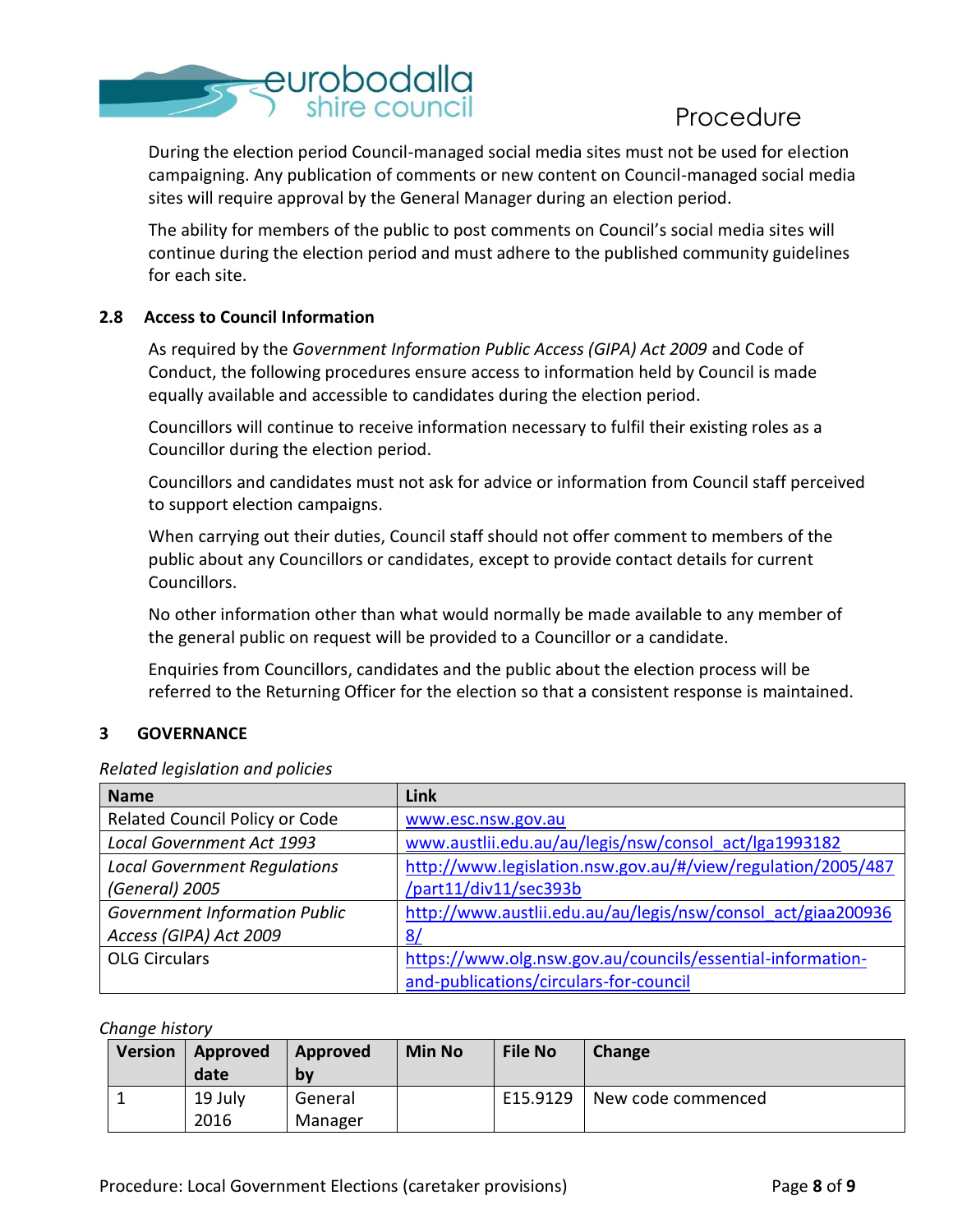During the election period Council-managed social media sites must not be used for election campaigning. Any publication of comments or new content on Council-managed social media sites will require approval by the General Manager during an election period.

The ability for members of the public to post comments on Council's social media sites will continue during the election period and must adhere to the published community guidelines for each site.

### 2.8 Access to Council Information

As required by the *Government Information Public Access (GIPA) Act 2009* and Code of Conduct, the following procedures ensure access to information held by Council is made equally available and accessible to candidates during the election period.

Councillors will continue to receive information necessary to fulfil their existing roles as a Councillor during the election period.

Councillors and candidates must not ask for advice or information from Council staff perceived to support election campaigns.

When carrying out their duties, Council staff should not offer comment to members of the public about any Councillors or candidates, except to provide contact details for current Councillors.

No other information other than what would normally be made available to any member of the general public on request will be provided to a Councillor or a candidate.

Enquiries from Councillors, candidates and the public about the election process will be referred to the Returning Officer for the election so that a consistent response is maintained.

## 3 GOVERNANCE

*Related legislation and policies*

| Name | Link |
|---|---|
| Related Council Policy or Code | www.esc.nsw.gov.au |
| *Local Government Act 1993* | www.austlii.edu.au/au/legis/nsw/consol_act/lga1993182 |
| *Local Government Regulations (General) 2005* | http://www.legislation.nsw.gov.au/#/view/regulation/2005/487/part11/div11/sec393b |
| *Government Information Public Access (GIPA) Act 2009* | http://www.austlii.edu.au/au/legis/nsw/consol_act/giaa2009368/ |
| OLG Circulars | https://www.olg.nsw.gov.au/councils/essential-information-and-publications/circulars-for-council |

*Change history*

| Version | Approved date | Approved by | Min No | File No | Change |
|---|---|---|---|---|---|
| 1 | 19 July 2016 | General Manager | | E15.9129 | New code commenced |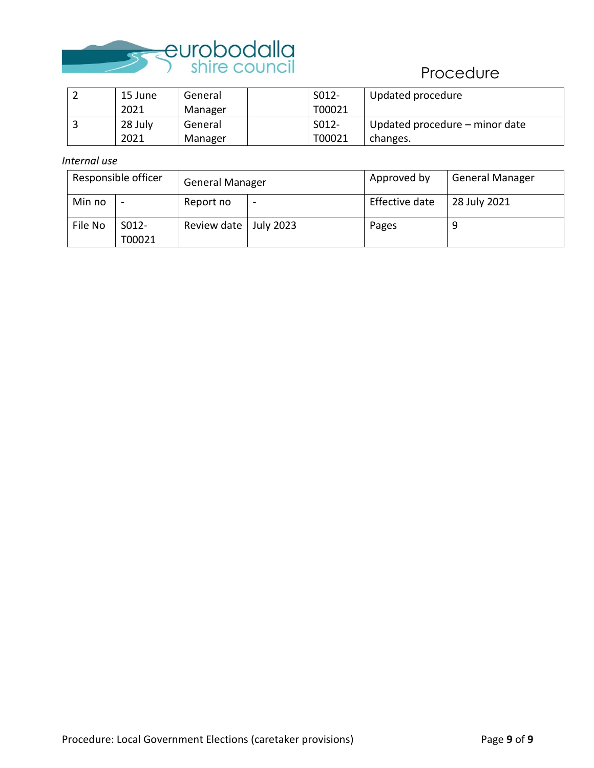| | | | | | |
|---|---|---|---|---|---|
| 2 | 15 June 2021 | General Manager | | S012-T00021 | Updated procedure |
| 3 | 28 July 2021 | General Manager | | S012-T00021 | Updated procedure – minor date changes. |

*Internal use*

| | | | | | |
|---|---|---|---|---|---|
| Responsible officer | | General Manager | | Approved by | General Manager |
| Min no | - | Report no | - | Effective date | 28 July 2021 |
| File No | S012-T00021 | Review date | July 2023 | Pages | 9 |